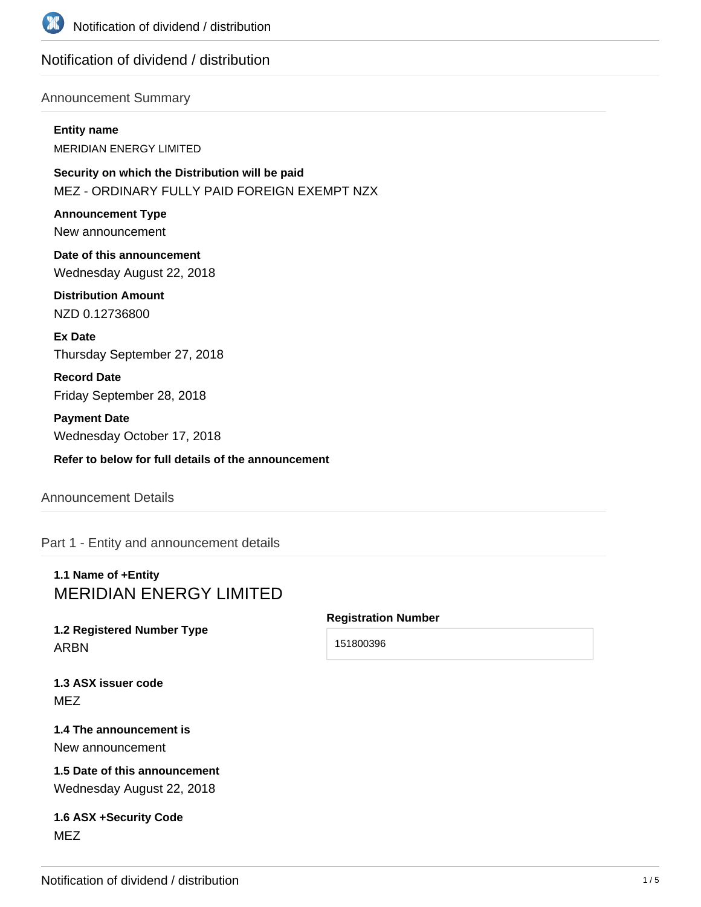# Notification of dividend / distribution

## Announcement Summary

**Entity name**

MERIDIAN ENERGY LIMITED

**Security on which the Distribution will be paid**

MEZ - ORDINARY FULLY PAID FOREIGN EXEMPT NZX

**Announcement Type**

New announcement

**Date of this announcement**

Wednesday August 22, 2018

**Distribution Amount**

NZD 0.12736800

**Ex Date**

Thursday September 27, 2018

**Record Date**

Friday September 28, 2018

**Payment Date**

Wednesday October 17, 2018

**Refer to below for full details of the announcement**

## Announcement Details

### Part 1 - Entity and announcement details

**1.1 Name of +Entity**

MERIDIAN ENERGY LIMITED

**1.2 Registered Number Type**

ARBN

**Registration Number**

151800396

**1.3 ASX issuer code**

MEZ

**1.4 The announcement is**

New announcement

**1.5 Date of this announcement**

Wednesday August 22, 2018

**1.6 ASX +Security Code**

MEZ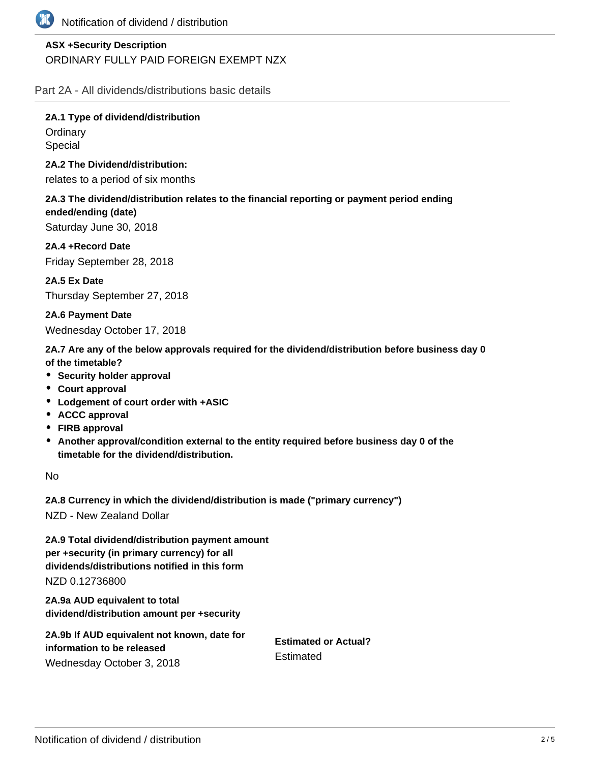**ASX +Security Description**

ORDINARY FULLY PAID FOREIGN EXEMPT NZX

## Part 2A - All dividends/distributions basic details

**2A.1 Type of dividend/distribution**

Ordinary
Special

**2A.2 The Dividend/distribution:**

relates to a period of six months

**2A.3 The dividend/distribution relates to the financial reporting or payment period ending ended/ending (date)**

Saturday June 30, 2018

**2A.4 +Record Date**

Friday September 28, 2018

**2A.5 Ex Date**

Thursday September 27, 2018

**2A.6 Payment Date**

Wednesday October 17, 2018

**2A.7 Are any of the below approvals required for the dividend/distribution before business day 0 of the timetable?**

- **Security holder approval**
- **Court approval**
- **Lodgement of court order with +ASIC**
- **ACCC approval**
- **FIRB approval**
- **Another approval/condition external to the entity required before business day 0 of the timetable for the dividend/distribution.**

No

**2A.8 Currency in which the dividend/distribution is made ("primary currency")**

NZD - New Zealand Dollar

**2A.9 Total dividend/distribution payment amount per +security (in primary currency) for all dividends/distributions notified in this form**

NZD 0.12736800

**2A.9a AUD equivalent to total dividend/distribution amount per +security**

**2A.9b If AUD equivalent not known, date for information to be released**

Wednesday October 3, 2018

**Estimated or Actual?**

Estimated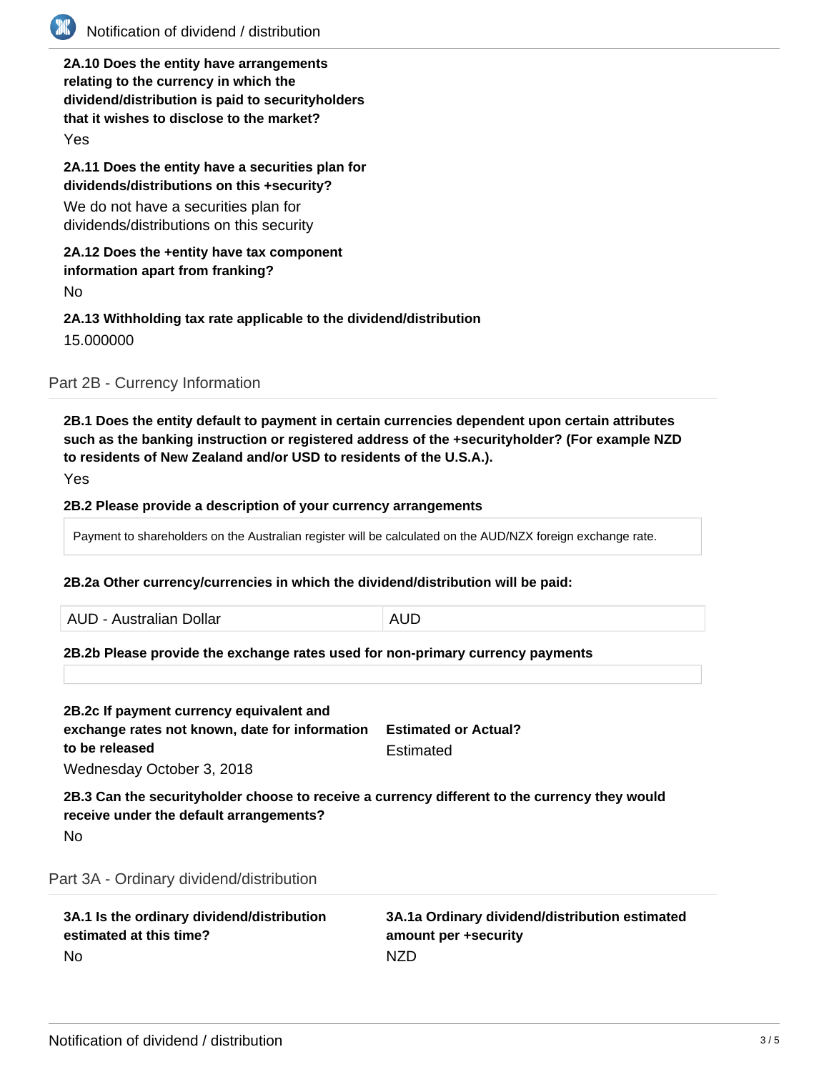**2A.10 Does the entity have arrangements relating to the currency in which the dividend/distribution is paid to securityholders that it wishes to disclose to the market?**

Yes

**2A.11 Does the entity have a securities plan for dividends/distributions on this +security?**

We do not have a securities plan for dividends/distributions on this security

**2A.12 Does the +entity have tax component information apart from franking?**

No

**2A.13 Withholding tax rate applicable to the dividend/distribution**

15.000000

## Part 2B - Currency Information

**2B.1 Does the entity default to payment in certain currencies dependent upon certain attributes such as the banking instruction or registered address of the +securityholder? (For example NZD to residents of New Zealand and/or USD to residents of the U.S.A.).**

Yes

**2B.2 Please provide a description of your currency arrangements**

Payment to shareholders on the Australian register will be calculated on the AUD/NZX foreign exchange rate.

**2B.2a Other currency/currencies in which the dividend/distribution will be paid:**

| AUD - Australian Dollar | AUD |
|---|---|

**2B.2b Please provide the exchange rates used for non-primary currency payments**

**2B.2c If payment currency equivalent and exchange rates not known, date for information to be released**

Wednesday October 3, 2018

**Estimated or Actual?**

Estimated

**2B.3 Can the securityholder choose to receive a currency different to the currency they would receive under the default arrangements?**

No

## Part 3A - Ordinary dividend/distribution

**3A.1 Is the ordinary dividend/distribution estimated at this time?**

No

**3A.1a Ordinary dividend/distribution estimated amount per +security**

NZD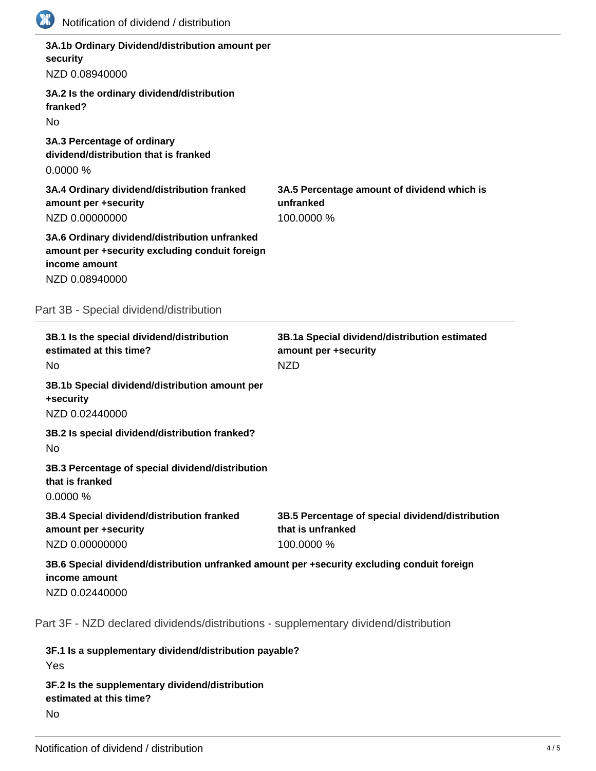**3A.1b Ordinary Dividend/distribution amount per security**

NZD 0.08940000

**3A.2 Is the ordinary dividend/distribution franked?**

No

**3A.3 Percentage of ordinary dividend/distribution that is franked**

0.0000 %

**3A.4 Ordinary dividend/distribution franked amount per +security**

NZD 0.00000000

**3A.5 Percentage amount of dividend which is unfranked**

100.0000 %

**3A.6 Ordinary dividend/distribution unfranked amount per +security excluding conduit foreign income amount**

NZD 0.08940000

## Part 3B - Special dividend/distribution

**3B.1 Is the special dividend/distribution estimated at this time?**

No

**3B.1a Special dividend/distribution estimated amount per +security**

NZD

**3B.1b Special dividend/distribution amount per +security**

NZD 0.02440000

**3B.2 Is special dividend/distribution franked?**

No

**3B.3 Percentage of special dividend/distribution that is franked**

0.0000 %

**3B.4 Special dividend/distribution franked amount per +security**

NZD 0.00000000

**3B.5 Percentage of special dividend/distribution that is unfranked**

100.0000 %

**3B.6 Special dividend/distribution unfranked amount per +security excluding conduit foreign income amount**

NZD 0.02440000

## Part 3F - NZD declared dividends/distributions - supplementary dividend/distribution

**3F.1 Is a supplementary dividend/distribution payable?**

Yes

**3F.2 Is the supplementary dividend/distribution estimated at this time?**

No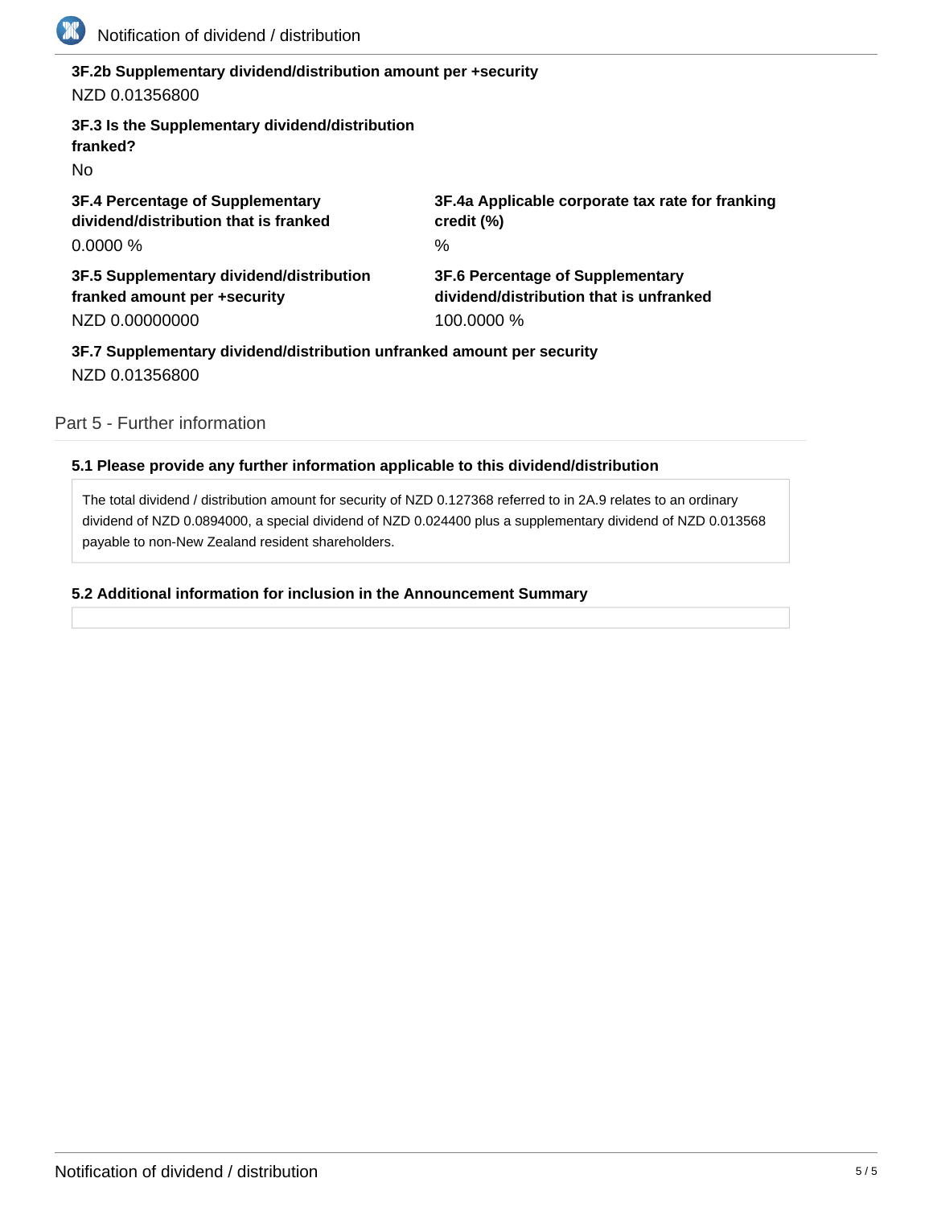**3F.2b Supplementary dividend/distribution amount per +security**

NZD 0.01356800

**3F.3 Is the Supplementary dividend/distribution franked?**

No

**3F.4 Percentage of Supplementary dividend/distribution that is franked**

0.0000 %

**3F.4a Applicable corporate tax rate for franking credit (%)**

%

**3F.5 Supplementary dividend/distribution franked amount per +security**

NZD 0.00000000

**3F.6 Percentage of Supplementary dividend/distribution that is unfranked**

100.0000 %

**3F.7 Supplementary dividend/distribution unfranked amount per security**

NZD 0.01356800

## Part 5 - Further information

**5.1 Please provide any further information applicable to this dividend/distribution**

The total dividend / distribution amount for security of NZD 0.127368 referred to in 2A.9 relates to an ordinary dividend of NZD 0.0894000, a special dividend of NZD 0.024400 plus a supplementary dividend of NZD 0.013568 payable to non-New Zealand resident shareholders.

**5.2 Additional information for inclusion in the Announcement Summary**